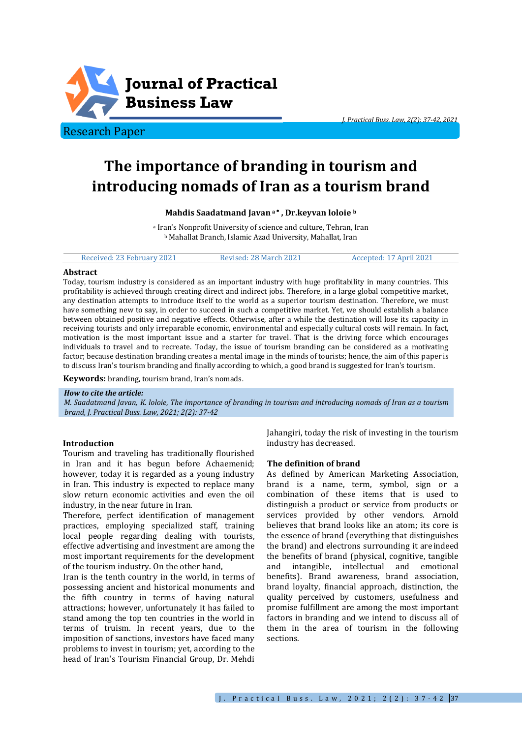Journal of Practical Business Law

Research Paper

# The importance of branding in tourism and introducing nomads of Iran as a tourism brand

**Mahdis Saadatmand Javan [a*] , Dr.keyvan loloie [b]**

[a] Iran's Nonprofit University of science and culture, Tehran, Iran
[b] Mahallat Branch, Islamic Azad University, Mahallat, Iran

Received: 23 February 2021 | Revised: 28 March 2021 | Accepted: 17 April 2021

## Abstract

Today, tourism industry is considered as an important industry with huge profitability in many countries. This profitability is achieved through creating direct and indirect jobs. Therefore, in a large global competitive market, any destination attempts to introduce itself to the world as a superior tourism destination. Therefore, we must have something new to say, in order to succeed in such a competitive market. Yet, we should establish a balance between obtained positive and negative effects. Otherwise, after a while the destination will lose its capacity in receiving tourists and only irreparable economic, environmental and especially cultural costs will remain. In fact, motivation is the most important issue and a starter for travel. That is the driving force which encourages individuals to travel and to recreate. Today, the issue of tourism branding can be considered as a motivating factor; because destination branding creates a mental image in the minds of tourists; hence, the aim of this paper is to discuss Iran's tourism branding and finally according to which, a good brand is suggested for Iran's tourism.

**Keywords:** branding, tourism brand, Iran's nomads.

***How to cite the article:***
*M. Saadatmand Javan, K. loloie, The importance of branding in tourism and introducing nomads of Iran as a tourism brand, J. Practical Buss. Law, 2021; 2(2): 37-42*

## Introduction

Tourism and traveling has traditionally flourished in Iran and it has begun before Achaemenid; however, today it is regarded as a young industry in Iran. This industry is expected to replace many slow return economic activities and even the oil industry, in the near future in Iran.

Therefore, perfect identification of management practices, employing specialized staff, training local people regarding dealing with tourists, effective advertising and investment are among the most important requirements for the development of the tourism industry. On the other hand,

Iran is the tenth country in the world, in terms of possessing ancient and historical monuments and the fifth country in terms of having natural attractions; however, unfortunately it has failed to stand among the top ten countries in the world in terms of truism. In recent years, due to the imposition of sanctions, investors have faced many problems to invest in tourism; yet, according to the head of Iran's Tourism Financial Group, Dr. Mehdi Jahangiri, today the risk of investing in the tourism industry has decreased.

## The definition of brand

As defined by American Marketing Association, brand is a name, term, symbol, sign or a combination of these items that is used to distinguish a product or service from products or services provided by other vendors. Arnold believes that brand looks like an atom; its core is the essence of brand (everything that distinguishes the brand) and electrons surrounding it are indeed the benefits of brand (physical, cognitive, tangible and intangible, intellectual and emotional benefits). Brand awareness, brand association, brand loyalty, financial approach, distinction, the quality perceived by customers, usefulness and promise fulfillment are among the most important factors in branding and we intend to discuss all of them in the area of tourism in the following sections.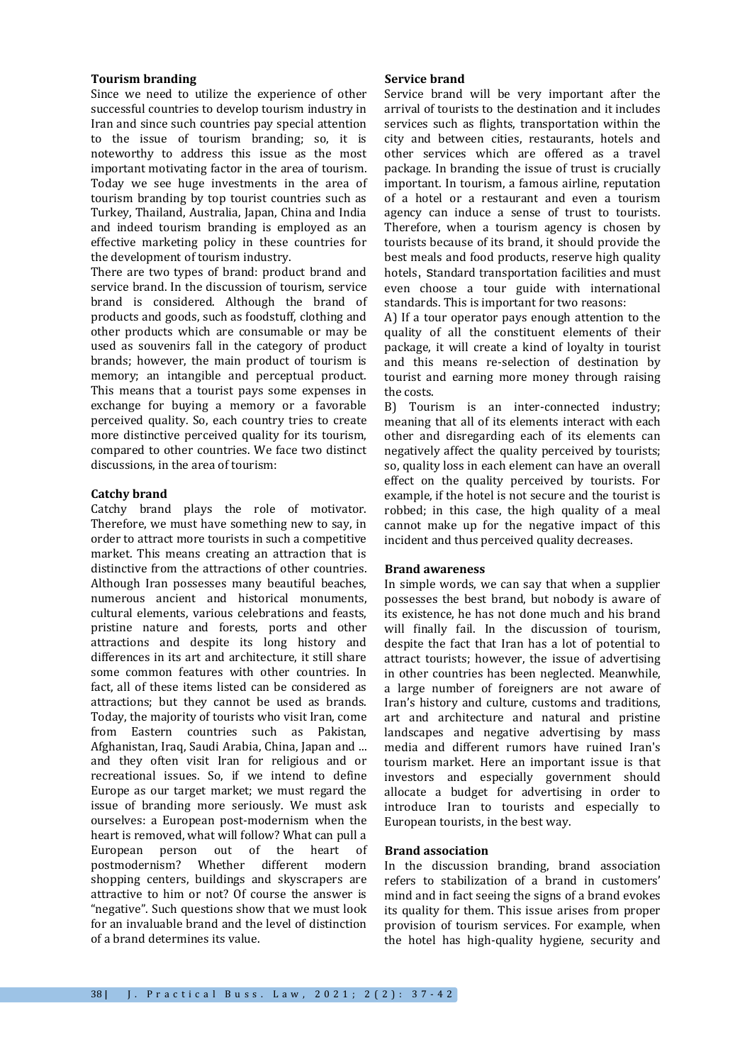### Tourism branding

Since we need to utilize the experience of other successful countries to develop tourism industry in Iran and since such countries pay special attention to the issue of tourism branding; so, it is noteworthy to address this issue as the most important motivating factor in the area of tourism. Today we see huge investments in the area of tourism branding by top tourist countries such as Turkey, Thailand, Australia, Japan, China and India and indeed tourism branding is employed as an effective marketing policy in these countries for the development of tourism industry.

There are two types of brand: product brand and service brand. In the discussion of tourism, service brand is considered. Although the brand of products and goods, such as foodstuff, clothing and other products which are consumable or may be used as souvenirs fall in the category of product brands; however, the main product of tourism is memory; an intangible and perceptual product. This means that a tourist pays some expenses in exchange for buying a memory or a favorable perceived quality. So, each country tries to create more distinctive perceived quality for its tourism, compared to other countries. We face two distinct discussions, in the area of tourism:

### Catchy brand

Catchy brand plays the role of motivator. Therefore, we must have something new to say, in order to attract more tourists in such a competitive market. This means creating an attraction that is distinctive from the attractions of other countries. Although Iran possesses many beautiful beaches, numerous ancient and historical monuments, cultural elements, various celebrations and feasts, pristine nature and forests, ports and other attractions and despite its long history and differences in its art and architecture, it still share some common features with other countries. In fact, all of these items listed can be considered as attractions; but they cannot be used as brands. Today, the majority of tourists who visit Iran, come from Eastern countries such as Pakistan, Afghanistan, Iraq, Saudi Arabia, China, Japan and ... and they often visit Iran for religious and or recreational issues. So, if we intend to define Europe as our target market; we must regard the issue of branding more seriously. We must ask ourselves: a European post-modernism when the heart is removed, what will follow? What can pull a European person out of the heart of postmodernism? Whether different modern shopping centers, buildings and skyscrapers are attractive to him or not? Of course the answer is "negative". Such questions show that we must look for an invaluable brand and the level of distinction of a brand determines its value.

### Service brand

Service brand will be very important after the arrival of tourists to the destination and it includes services such as flights, transportation within the city and between cities, restaurants, hotels and other services which are offered as a travel package. In branding the issue of trust is crucially important. In tourism, a famous airline, reputation of a hotel or a restaurant and even a tourism agency can induce a sense of trust to tourists. Therefore, when a tourism agency is chosen by tourists because of its brand, it should provide the best meals and food products, reserve high quality hotels, Standard transportation facilities and must even choose a tour guide with international standards. This is important for two reasons:

A) If a tour operator pays enough attention to the quality of all the constituent elements of their package, it will create a kind of loyalty in tourist and this means re-selection of destination by tourist and earning more money through raising the costs.

B) Tourism is an inter-connected industry; meaning that all of its elements interact with each other and disregarding each of its elements can negatively affect the quality perceived by tourists; so, quality loss in each element can have an overall effect on the quality perceived by tourists. For example, if the hotel is not secure and the tourist is robbed; in this case, the high quality of a meal cannot make up for the negative impact of this incident and thus perceived quality decreases.

### Brand awareness

In simple words, we can say that when a supplier possesses the best brand, but nobody is aware of its existence, he has not done much and his brand will finally fail. In the discussion of tourism, despite the fact that Iran has a lot of potential to attract tourists; however, the issue of advertising in other countries has been neglected. Meanwhile, a large number of foreigners are not aware of Iran's history and culture, customs and traditions, art and architecture and natural and pristine landscapes and negative advertising by mass media and different rumors have ruined Iran's tourism market. Here an important issue is that investors and especially government should allocate a budget for advertising in order to introduce Iran to tourists and especially to European tourists, in the best way.

### Brand association

In the discussion branding, brand association refers to stabilization of a brand in customers' mind and in fact seeing the signs of a brand evokes its quality for them. This issue arises from proper provision of tourism services. For example, when the hotel has high-quality hygiene, security and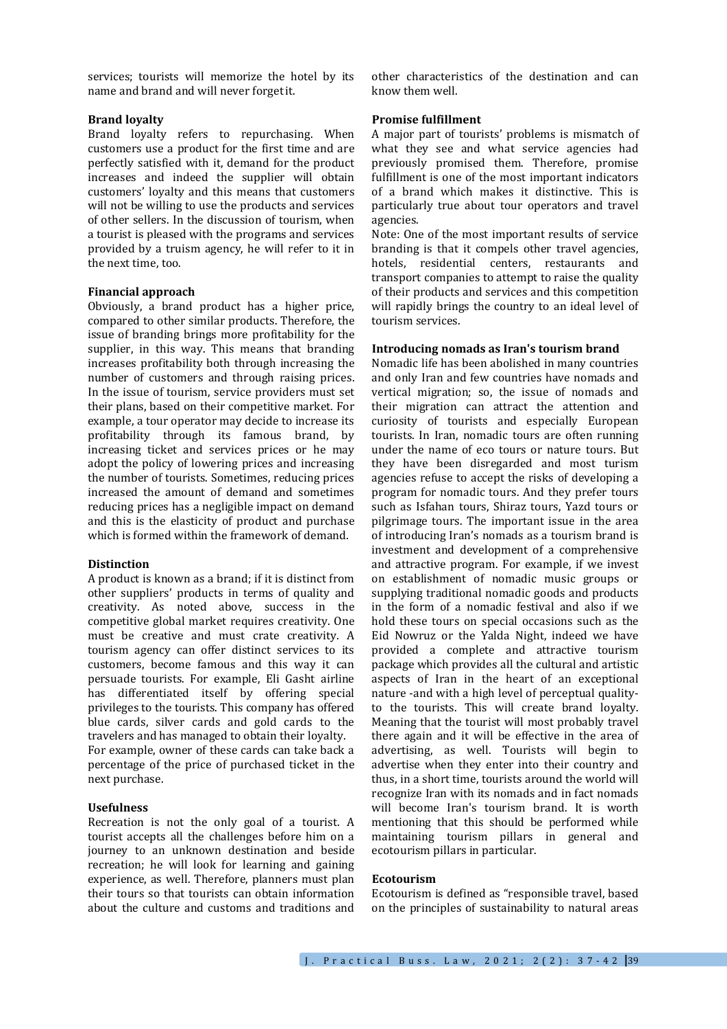services; tourists will memorize the hotel by its name and brand and will never forget it.

### Brand loyalty

Brand loyalty refers to repurchasing. When customers use a product for the first time and are perfectly satisfied with it, demand for the product increases and indeed the supplier will obtain customers' loyalty and this means that customers will not be willing to use the products and services of other sellers. In the discussion of tourism, when a tourist is pleased with the programs and services provided by a truism agency, he will refer to it in the next time, too.

### Financial approach

Obviously, a brand product has a higher price, compared to other similar products. Therefore, the issue of branding brings more profitability for the supplier, in this way. This means that branding increases profitability both through increasing the number of customers and through raising prices. In the issue of tourism, service providers must set their plans, based on their competitive market. For example, a tour operator may decide to increase its profitability through its famous brand, by increasing ticket and services prices or he may adopt the policy of lowering prices and increasing the number of tourists. Sometimes, reducing prices increased the amount of demand and sometimes reducing prices has a negligible impact on demand and this is the elasticity of product and purchase which is formed within the framework of demand.

### Distinction

A product is known as a brand; if it is distinct from other suppliers' products in terms of quality and creativity. As noted above, success in the competitive global market requires creativity. One must be creative and must crate creativity. A tourism agency can offer distinct services to its customers, become famous and this way it can persuade tourists. For example, Eli Gasht airline has differentiated itself by offering special privileges to the tourists. This company has offered blue cards, silver cards and gold cards to the travelers and has managed to obtain their loyalty. For example, owner of these cards can take back a percentage of the price of purchased ticket in the next purchase.

### Usefulness

Recreation is not the only goal of a tourist. A tourist accepts all the challenges before him on a journey to an unknown destination and beside recreation; he will look for learning and gaining experience, as well. Therefore, planners must plan their tours so that tourists can obtain information about the culture and customs and traditions and other characteristics of the destination and can know them well.

### Promise fulfillment

A major part of tourists' problems is mismatch of what they see and what service agencies had previously promised them. Therefore, promise fulfillment is one of the most important indicators of a brand which makes it distinctive. This is particularly true about tour operators and travel agencies.

Note: One of the most important results of service branding is that it compels other travel agencies, hotels, residential centers, restaurants and transport companies to attempt to raise the quality of their products and services and this competition will rapidly brings the country to an ideal level of tourism services.

### Introducing nomads as Iran's tourism brand

Nomadic life has been abolished in many countries and only Iran and few countries have nomads and vertical migration; so, the issue of nomads and their migration can attract the attention and curiosity of tourists and especially European tourists. In Iran, nomadic tours are often running under the name of eco tours or nature tours. But they have been disregarded and most turism agencies refuse to accept the risks of developing a program for nomadic tours. And they prefer tours such as Isfahan tours, Shiraz tours, Yazd tours or pilgrimage tours. The important issue in the area of introducing Iran's nomads as a tourism brand is investment and development of a comprehensive and attractive program. For example, if we invest on establishment of nomadic music groups or supplying traditional nomadic goods and products in the form of a nomadic festival and also if we hold these tours on special occasions such as the Eid Nowruz or the Yalda Night, indeed we have provided a complete and attractive tourism package which provides all the cultural and artistic aspects of Iran in the heart of an exceptional nature -and with a high level of perceptual quality- to the tourists. This will create brand loyalty. Meaning that the tourist will most probably travel there again and it will be effective in the area of advertising, as well. Tourists will begin to advertise when they enter into their country and thus, in a short time, tourists around the world will recognize Iran with its nomads and in fact nomads will become Iran's tourism brand. It is worth mentioning that this should be performed while maintaining tourism pillars in general and ecotourism pillars in particular.

### Ecotourism

Ecotourism is defined as "responsible travel, based on the principles of sustainability to natural areas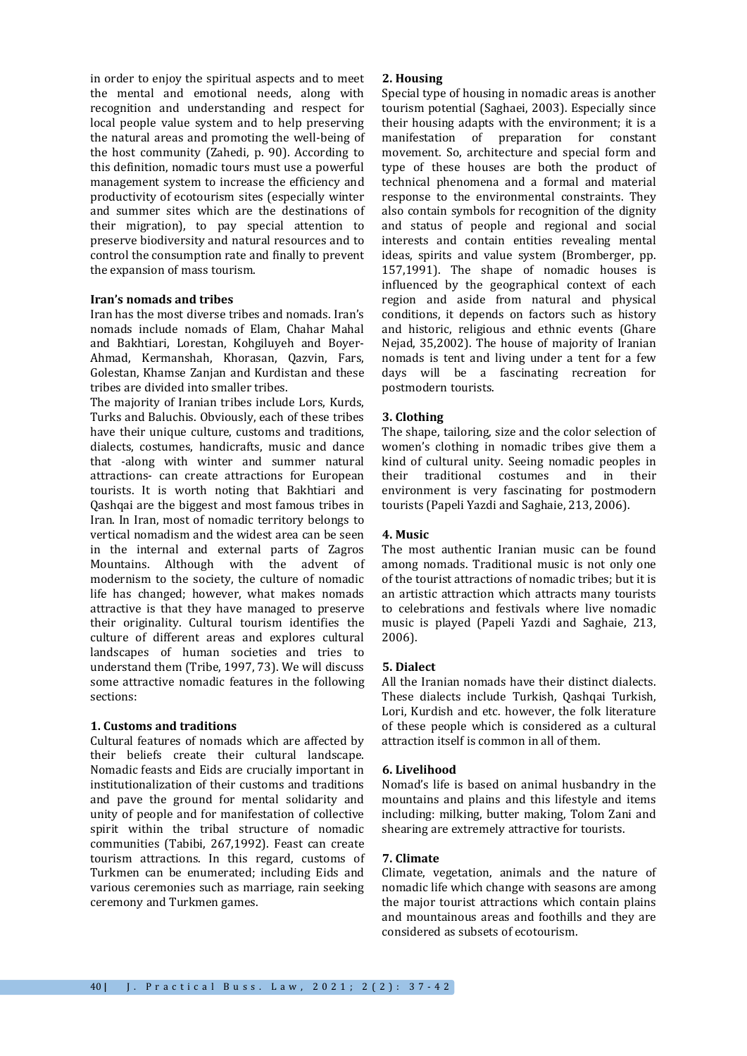in order to enjoy the spiritual aspects and to meet the mental and emotional needs, along with recognition and understanding and respect for local people value system and to help preserving the natural areas and promoting the well-being of the host community (Zahedi, p. 90). According to this definition, nomadic tours must use a powerful management system to increase the efficiency and productivity of ecotourism sites (especially winter and summer sites which are the destinations of their migration), to pay special attention to preserve biodiversity and natural resources and to control the consumption rate and finally to prevent the expansion of mass tourism.

**Iran's nomads and tribes**

Iran has the most diverse tribes and nomads. Iran's nomads include nomads of Elam, Chahar Mahal and Bakhtiari, Lorestan, Kohgiluyeh and Boyer-Ahmad, Kermanshah, Khorasan, Qazvin, Fars, Golestan, Khamse Zanjan and Kurdistan and these tribes are divided into smaller tribes.

The majority of Iranian tribes include Lors, Kurds, Turks and Baluchis. Obviously, each of these tribes have their unique culture, customs and traditions, dialects, costumes, handicrafts, music and dance that -along with winter and summer natural attractions- can create attractions for European tourists. It is worth noting that Bakhtiari and Qashqai are the biggest and most famous tribes in Iran. In Iran, most of nomadic territory belongs to vertical nomadism and the widest area can be seen in the internal and external parts of Zagros Mountains. Although with the advent of modernism to the society, the culture of nomadic life has changed; however, what makes nomads attractive is that they have managed to preserve their originality. Cultural tourism identifies the culture of different areas and explores cultural landscapes of human societies and tries to understand them (Tribe, 1997, 73). We will discuss some attractive nomadic features in the following sections:

**1. Customs and traditions**

Cultural features of nomads which are affected by their beliefs create their cultural landscape. Nomadic feasts and Eids are crucially important in institutionalization of their customs and traditions and pave the ground for mental solidarity and unity of people and for manifestation of collective spirit within the tribal structure of nomadic communities (Tabibi, 267,1992). Feast can create tourism attractions. In this regard, customs of Turkmen can be enumerated; including Eids and various ceremonies such as marriage, rain seeking ceremony and Turkmen games.

**2. Housing**

Special type of housing in nomadic areas is another tourism potential (Saghaei, 2003). Especially since their housing adapts with the environment; it is a manifestation of preparation for constant movement. So, architecture and special form and type of these houses are both the product of technical phenomena and a formal and material response to the environmental constraints. They also contain symbols for recognition of the dignity and status of people and regional and social interests and contain entities revealing mental ideas, spirits and value system (Bromberger, pp. 157,1991). The shape of nomadic houses is influenced by the geographical context of each region and aside from natural and physical conditions, it depends on factors such as history and historic, religious and ethnic events (Ghare Nejad, 35,2002). The house of majority of Iranian nomads is tent and living under a tent for a few days will be a fascinating recreation for postmodern tourists.

**3. Clothing**

The shape, tailoring, size and the color selection of women's clothing in nomadic tribes give them a kind of cultural unity. Seeing nomadic peoples in their traditional costumes and in their environment is very fascinating for postmodern tourists (Papeli Yazdi and Saghaie, 213, 2006).

**4. Music**

The most authentic Iranian music can be found among nomads. Traditional music is not only one of the tourist attractions of nomadic tribes; but it is an artistic attraction which attracts many tourists to celebrations and festivals where live nomadic music is played (Papeli Yazdi and Saghaie, 213, 2006).

**5. Dialect**

All the Iranian nomads have their distinct dialects. These dialects include Turkish, Qashqai Turkish, Lori, Kurdish and etc. however, the folk literature of these people which is considered as a cultural attraction itself is common in all of them.

**6. Livelihood**

Nomad's life is based on animal husbandry in the mountains and plains and this lifestyle and items including: milking, butter making, Tolom Zani and shearing are extremely attractive for tourists.

**7. Climate**

Climate, vegetation, animals and the nature of nomadic life which change with seasons are among the major tourist attractions which contain plains and mountainous areas and foothills and they are considered as subsets of ecotourism.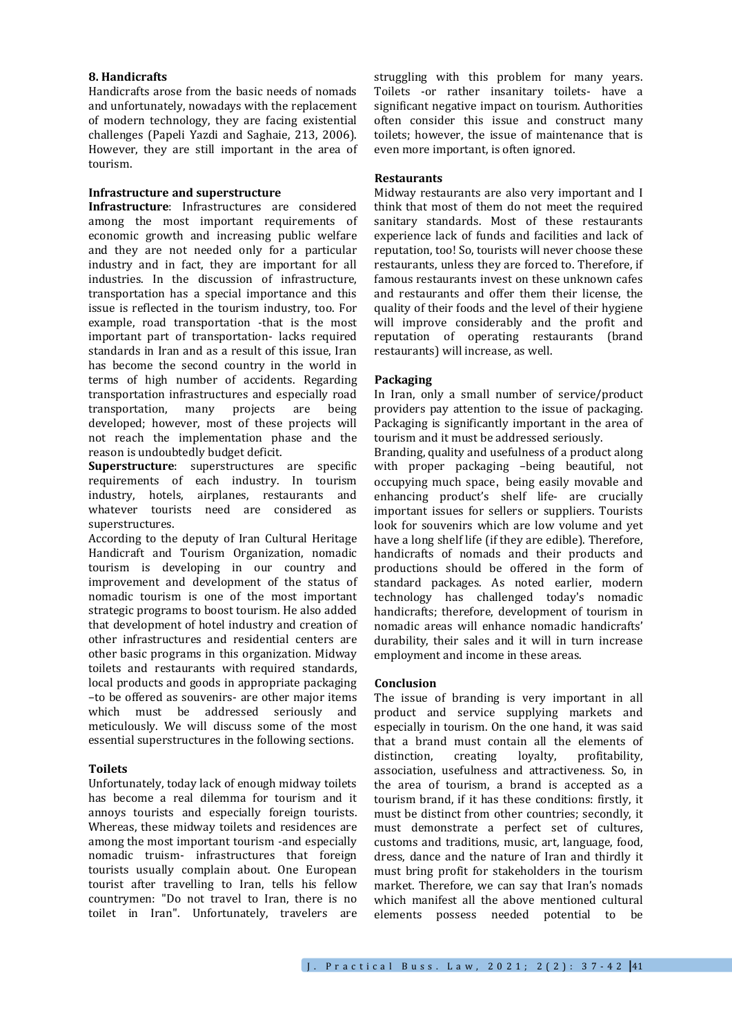### 8. Handicrafts

Handicrafts arose from the basic needs of nomads and unfortunately, nowadays with the replacement of modern technology, they are facing existential challenges (Papeli Yazdi and Saghaie, 213, 2006). However, they are still important in the area of tourism.

### Infrastructure and superstructure

**Infrastructure**: Infrastructures are considered among the most important requirements of economic growth and increasing public welfare and they are not needed only for a particular industry and in fact, they are important for all industries. In the discussion of infrastructure, transportation has a special importance and this issue is reflected in the tourism industry, too. For example, road transportation -that is the most important part of transportation- lacks required standards in Iran and as a result of this issue, Iran has become the second country in the world in terms of high number of accidents. Regarding transportation infrastructures and especially road transportation, many projects are being developed; however, most of these projects will not reach the implementation phase and the reason is undoubtedly budget deficit.

**Superstructure**: superstructures are specific requirements of each industry. In tourism industry, hotels, airplanes, restaurants and whatever tourists need are considered as superstructures.

According to the deputy of Iran Cultural Heritage Handicraft and Tourism Organization, nomadic tourism is developing in our country and improvement and development of the status of nomadic tourism is one of the most important strategic programs to boost tourism. He also added that development of hotel industry and creation of other infrastructures and residential centers are other basic programs in this organization. Midway toilets and restaurants with required standards, local products and goods in appropriate packaging –to be offered as souvenirs- are other major items which must be addressed seriously and meticulously. We will discuss some of the most essential superstructures in the following sections.

### Toilets

Unfortunately, today lack of enough midway toilets has become a real dilemma for tourism and it annoys tourists and especially foreign tourists. Whereas, these midway toilets and residences are among the most important tourism -and especially nomadic truism- infrastructures that foreign tourists usually complain about. One European tourist after travelling to Iran, tells his fellow countrymen: "Do not travel to Iran, there is no toilet in Iran". Unfortunately, travelers are struggling with this problem for many years. Toilets -or rather insanitary toilets- have a significant negative impact on tourism. Authorities often consider this issue and construct many toilets; however, the issue of maintenance that is even more important, is often ignored.

### Restaurants

Midway restaurants are also very important and I think that most of them do not meet the required sanitary standards. Most of these restaurants experience lack of funds and facilities and lack of reputation, too! So, tourists will never choose these restaurants, unless they are forced to. Therefore, if famous restaurants invest on these unknown cafes and restaurants and offer them their license, the quality of their foods and the level of their hygiene will improve considerably and the profit and reputation of operating restaurants (brand restaurants) will increase, as well.

### Packaging

In Iran, only a small number of service/product providers pay attention to the issue of packaging. Packaging is significantly important in the area of tourism and it must be addressed seriously.

Branding, quality and usefulness of a product along with proper packaging –being beautiful, not occupying much space, being easily movable and enhancing product's shelf life- are crucially important issues for sellers or suppliers. Tourists look for souvenirs which are low volume and yet have a long shelf life (if they are edible). Therefore, handicrafts of nomads and their products and productions should be offered in the form of standard packages. As noted earlier, modern technology has challenged today's nomadic handicrafts; therefore, development of tourism in nomadic areas will enhance nomadic handicrafts' durability, their sales and it will in turn increase employment and income in these areas.

### Conclusion

The issue of branding is very important in all product and service supplying markets and especially in tourism. On the one hand, it was said that a brand must contain all the elements of distinction, creating loyalty, profitability, association, usefulness and attractiveness. So, in the area of tourism, a brand is accepted as a tourism brand, if it has these conditions: firstly, it must be distinct from other countries; secondly, it must demonstrate a perfect set of cultures, customs and traditions, music, art, language, food, dress, dance and the nature of Iran and thirdly it must bring profit for stakeholders in the tourism market. Therefore, we can say that Iran's nomads which manifest all the above mentioned cultural elements possess needed potential to be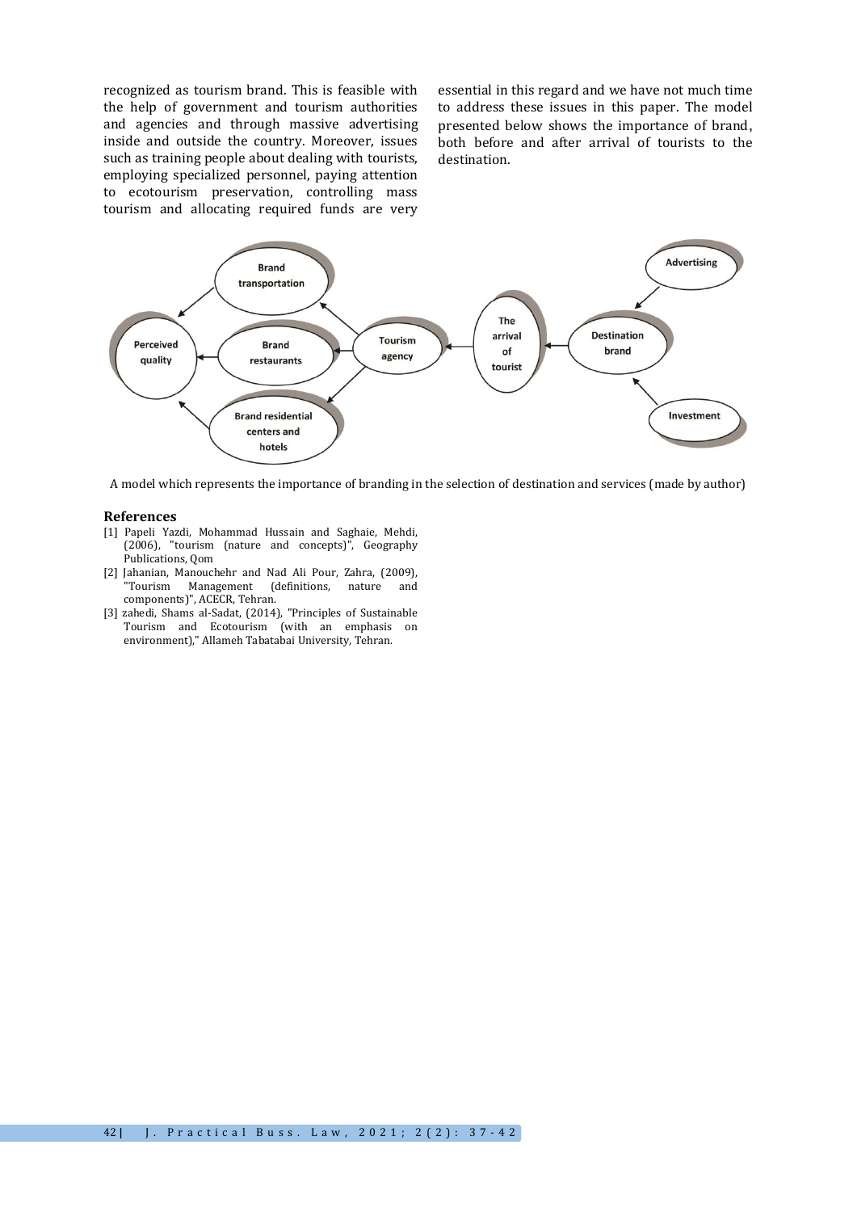recognized as tourism brand. This is feasible with the help of government and tourism authorities and agencies and through massive advertising inside and outside the country. Moreover, issues such as training people about dealing with tourists, employing specialized personnel, paying attention to ecotourism preservation, controlling mass tourism and allocating required funds are very essential in this regard and we have not much time to address these issues in this paper. The model presented below shows the importance of brand, both before and after arrival of tourists to the destination.

Brand transportation

Perceived quality

Brand restaurants

Brand residential centers and hotels

Tourism agency

The arrival of tourist

Destination brand

Advertising

Investment

A model which represents the importance of branding in the selection of destination and services (made by author)

## References

[1] Papeli Yazdi, Mohammad Hussain and Saghaie, Mehdi, (2006), "tourism (nature and concepts)", Geography Publications, Qom

[2] Jahanian, Manouchehr and Nad Ali Pour, Zahra, (2009), "Tourism Management (definitions, nature and components)", ACECR, Tehran.

[3] zahedi, Shams al-Sadat, (2014), "Principles of Sustainable Tourism and Ecotourism (with an emphasis on environment)," Allameh Tabatabai University, Tehran.